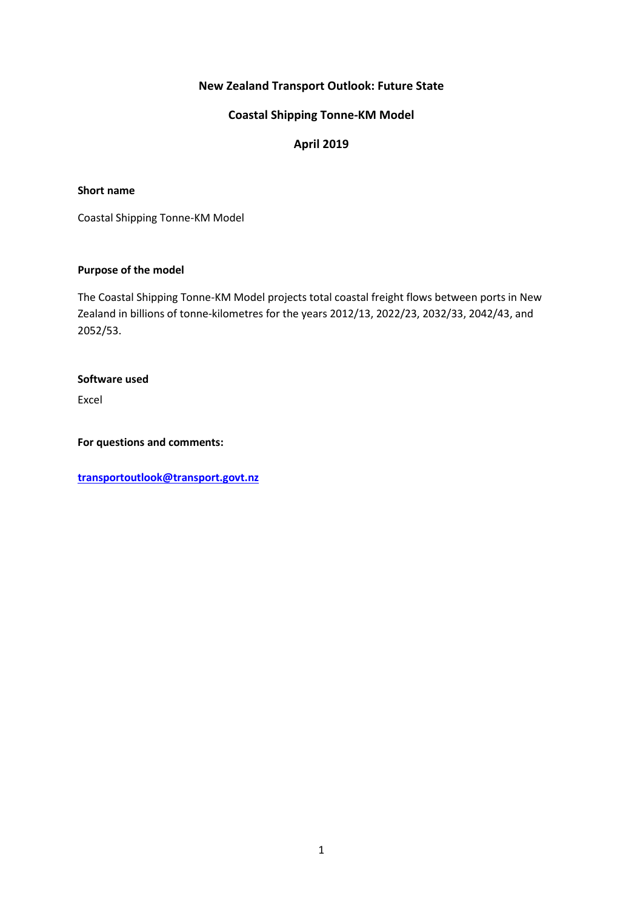# New Zealand Transport Outlook: Future State

## Coastal Shipping Tonne-KM Model

## April 2019

**Short name**

Coastal Shipping Tonne-KM Model

**Purpose of the model**

The Coastal Shipping Tonne-KM Model projects total coastal freight flows between ports in New Zealand in billions of tonne-kilometres for the years 2012/13, 2022/23, 2032/33, 2042/43, and 2052/53.

**Software used**

Excel

**For questions and comments:**

**transportoutlook@transport.govt.nz**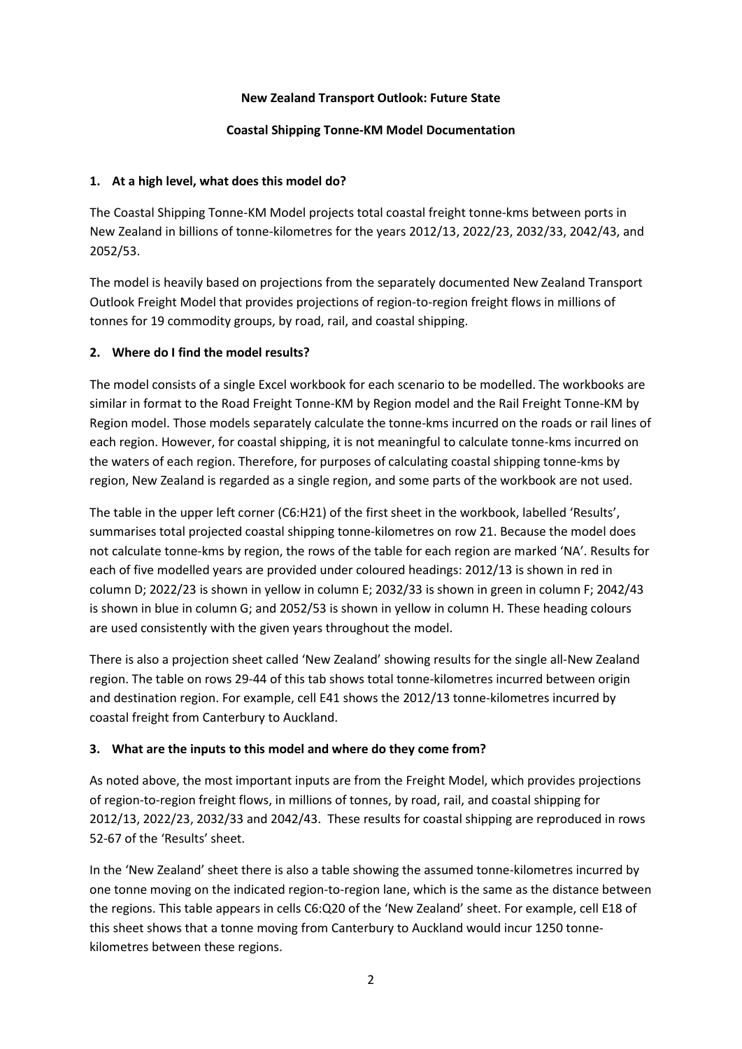**New Zealand Transport Outlook: Future State**

**Coastal Shipping Tonne-KM Model Documentation**

## 1. At a high level, what does this model do?

The Coastal Shipping Tonne-KM Model projects total coastal freight tonne-kms between ports in New Zealand in billions of tonne-kilometres for the years 2012/13, 2022/23, 2032/33, 2042/43, and 2052/53.

The model is heavily based on projections from the separately documented New Zealand Transport Outlook Freight Model that provides projections of region-to-region freight flows in millions of tonnes for 19 commodity groups, by road, rail, and coastal shipping.

## 2. Where do I find the model results?

The model consists of a single Excel workbook for each scenario to be modelled. The workbooks are similar in format to the Road Freight Tonne-KM by Region model and the Rail Freight Tonne-KM by Region model. Those models separately calculate the tonne-kms incurred on the roads or rail lines of each region. However, for coastal shipping, it is not meaningful to calculate tonne-kms incurred on the waters of each region. Therefore, for purposes of calculating coastal shipping tonne-kms by region, New Zealand is regarded as a single region, and some parts of the workbook are not used.

The table in the upper left corner (C6:H21) of the first sheet in the workbook, labelled 'Results', summarises total projected coastal shipping tonne-kilometres on row 21. Because the model does not calculate tonne-kms by region, the rows of the table for each region are marked 'NA'. Results for each of five modelled years are provided under coloured headings: 2012/13 is shown in red in column D; 2022/23 is shown in yellow in column E; 2032/33 is shown in green in column F; 2042/43 is shown in blue in column G; and 2052/53 is shown in yellow in column H. These heading colours are used consistently with the given years throughout the model.

There is also a projection sheet called 'New Zealand' showing results for the single all-New Zealand region. The table on rows 29-44 of this tab shows total tonne-kilometres incurred between origin and destination region. For example, cell E41 shows the 2012/13 tonne-kilometres incurred by coastal freight from Canterbury to Auckland.

## 3. What are the inputs to this model and where do they come from?

As noted above, the most important inputs are from the Freight Model, which provides projections of region-to-region freight flows, in millions of tonnes, by road, rail, and coastal shipping for 2012/13, 2022/23, 2032/33 and 2042/43. These results for coastal shipping are reproduced in rows 52-67 of the 'Results' sheet.

In the 'New Zealand' sheet there is also a table showing the assumed tonne-kilometres incurred by one tonne moving on the indicated region-to-region lane, which is the same as the distance between the regions. This table appears in cells C6:Q20 of the 'New Zealand' sheet. For example, cell E18 of this sheet shows that a tonne moving from Canterbury to Auckland would incur 1250 tonne-kilometres between these regions.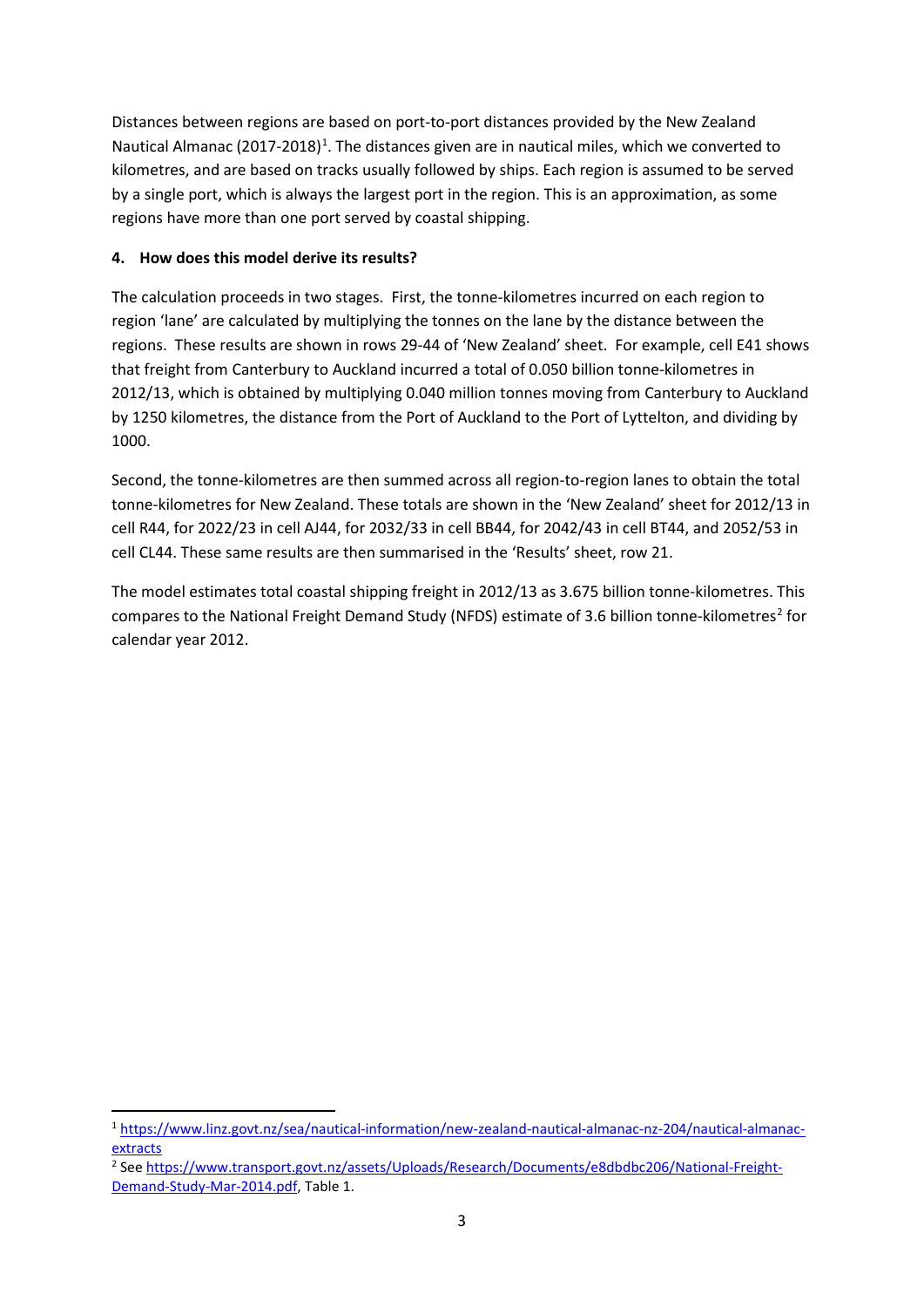Distances between regions are based on port-to-port distances provided by the New Zealand Nautical Almanac (2017-2018)[1]. The distances given are in nautical miles, which we converted to kilometres, and are based on tracks usually followed by ships. Each region is assumed to be served by a single port, which is always the largest port in the region. This is an approximation, as some regions have more than one port served by coastal shipping.

## 4. How does this model derive its results?

The calculation proceeds in two stages. First, the tonne-kilometres incurred on each region to region 'lane' are calculated by multiplying the tonnes on the lane by the distance between the regions. These results are shown in rows 29-44 of 'New Zealand' sheet. For example, cell E41 shows that freight from Canterbury to Auckland incurred a total of 0.050 billion tonne-kilometres in 2012/13, which is obtained by multiplying 0.040 million tonnes moving from Canterbury to Auckland by 1250 kilometres, the distance from the Port of Auckland to the Port of Lyttelton, and dividing by 1000.

Second, the tonne-kilometres are then summed across all region-to-region lanes to obtain the total tonne-kilometres for New Zealand. These totals are shown in the 'New Zealand' sheet for 2012/13 in cell R44, for 2022/23 in cell AJ44, for 2032/33 in cell BB44, for 2042/43 in cell BT44, and 2052/53 in cell CL44. These same results are then summarised in the 'Results' sheet, row 21.

The model estimates total coastal shipping freight in 2012/13 as 3.675 billion tonne-kilometres. This compares to the National Freight Demand Study (NFDS) estimate of 3.6 billion tonne-kilometres[2] for calendar year 2012.

---

[1] https://www.linz.govt.nz/sea/nautical-information/new-zealand-nautical-almanac-nz-204/nautical-almanac-extracts

[2] See https://www.transport.govt.nz/assets/Uploads/Research/Documents/e8dbdbc206/National-Freight-Demand-Study-Mar-2014.pdf, Table 1.